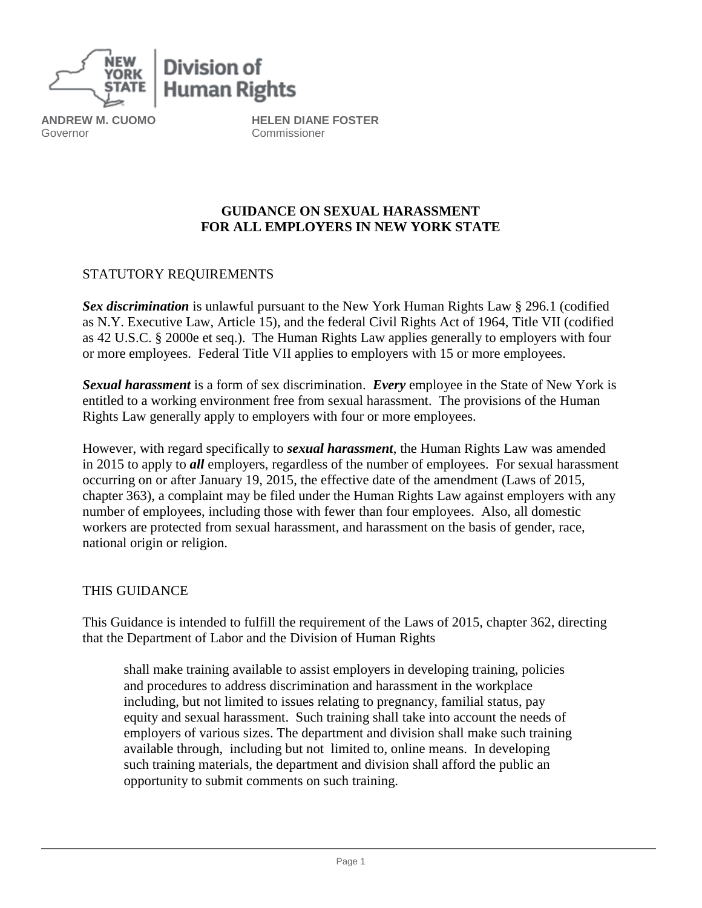**ANDREW M. CUOMO**
Governor

**HELEN DIANE FOSTER**
Commissioner

# GUIDANCE ON SEXUAL HARASSMENT FOR ALL EMPLOYERS IN NEW YORK STATE

## STATUTORY REQUIREMENTS

***Sex discrimination*** is unlawful pursuant to the New York Human Rights Law § 296.1 (codified as N.Y. Executive Law, Article 15), and the federal Civil Rights Act of 1964, Title VII (codified as 42 U.S.C. § 2000e et seq.). The Human Rights Law applies generally to employers with four or more employees. Federal Title VII applies to employers with 15 or more employees.

***Sexual harassment*** is a form of sex discrimination. ***Every*** employee in the State of New York is entitled to a working environment free from sexual harassment. The provisions of the Human Rights Law generally apply to employers with four or more employees.

However, with regard specifically to ***sexual harassment***, the Human Rights Law was amended in 2015 to apply to ***all*** employers, regardless of the number of employees. For sexual harassment occurring on or after January 19, 2015, the effective date of the amendment (Laws of 2015, chapter 363), a complaint may be filed under the Human Rights Law against employers with any number of employees, including those with fewer than four employees. Also, all domestic workers are protected from sexual harassment, and harassment on the basis of gender, race, national origin or religion.

## THIS GUIDANCE

This Guidance is intended to fulfill the requirement of the Laws of 2015, chapter 362, directing that the Department of Labor and the Division of Human Rights

> shall make training available to assist employers in developing training, policies and procedures to address discrimination and harassment in the workplace including, but not limited to issues relating to pregnancy, familial status, pay equity and sexual harassment. Such training shall take into account the needs of employers of various sizes. The department and division shall make such training available through, including but not limited to, online means. In developing such training materials, the department and division shall afford the public an opportunity to submit comments on such training.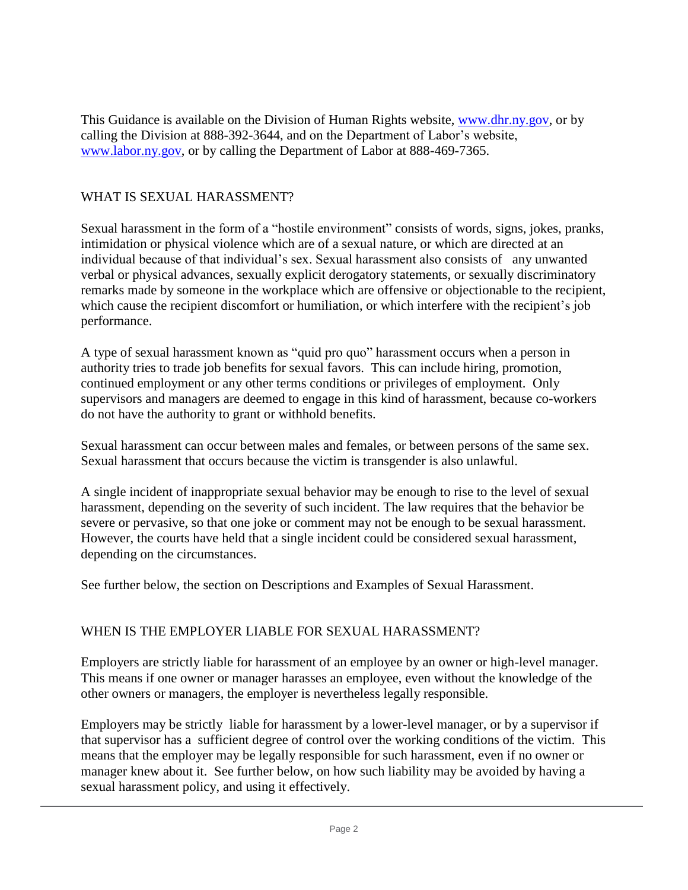This Guidance is available on the Division of Human Rights website, [www.dhr.ny.gov](http://www.dhr.ny.gov), or by calling the Division at 888-392-3644, and on the Department of Labor's website, [www.labor.ny.gov](http://www.labor.ny.gov), or by calling the Department of Labor at 888-469-7365.

## WHAT IS SEXUAL HARASSMENT?

Sexual harassment in the form of a "hostile environment" consists of words, signs, jokes, pranks, intimidation or physical violence which are of a sexual nature, or which are directed at an individual because of that individual's sex. Sexual harassment also consists of any unwanted verbal or physical advances, sexually explicit derogatory statements, or sexually discriminatory remarks made by someone in the workplace which are offensive or objectionable to the recipient, which cause the recipient discomfort or humiliation, or which interfere with the recipient's job performance.

A type of sexual harassment known as "quid pro quo" harassment occurs when a person in authority tries to trade job benefits for sexual favors. This can include hiring, promotion, continued employment or any other terms conditions or privileges of employment. Only supervisors and managers are deemed to engage in this kind of harassment, because co-workers do not have the authority to grant or withhold benefits.

Sexual harassment can occur between males and females, or between persons of the same sex. Sexual harassment that occurs because the victim is transgender is also unlawful.

A single incident of inappropriate sexual behavior may be enough to rise to the level of sexual harassment, depending on the severity of such incident. The law requires that the behavior be severe or pervasive, so that one joke or comment may not be enough to be sexual harassment. However, the courts have held that a single incident could be considered sexual harassment, depending on the circumstances.

See further below, the section on Descriptions and Examples of Sexual Harassment.

## WHEN IS THE EMPLOYER LIABLE FOR SEXUAL HARASSMENT?

Employers are strictly liable for harassment of an employee by an owner or high-level manager. This means if one owner or manager harasses an employee, even without the knowledge of the other owners or managers, the employer is nevertheless legally responsible.

Employers may be strictly liable for harassment by a lower-level manager, or by a supervisor if that supervisor has a sufficient degree of control over the working conditions of the victim. This means that the employer may be legally responsible for such harassment, even if no owner or manager knew about it. See further below, on how such liability may be avoided by having a sexual harassment policy, and using it effectively.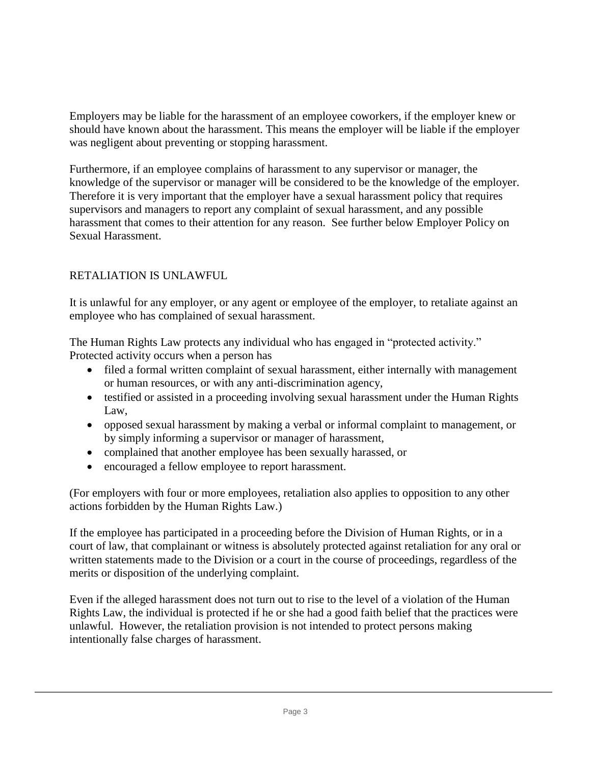Employers may be liable for the harassment of an employee coworkers, if the employer knew or should have known about the harassment. This means the employer will be liable if the employer was negligent about preventing or stopping harassment.

Furthermore, if an employee complains of harassment to any supervisor or manager, the knowledge of the supervisor or manager will be considered to be the knowledge of the employer. Therefore it is very important that the employer have a sexual harassment policy that requires supervisors and managers to report any complaint of sexual harassment, and any possible harassment that comes to their attention for any reason. See further below Employer Policy on Sexual Harassment.

## RETALIATION IS UNLAWFUL

It is unlawful for any employer, or any agent or employee of the employer, to retaliate against an employee who has complained of sexual harassment.

The Human Rights Law protects any individual who has engaged in "protected activity." Protected activity occurs when a person has

- filed a formal written complaint of sexual harassment, either internally with management or human resources, or with any anti-discrimination agency,
- testified or assisted in a proceeding involving sexual harassment under the Human Rights Law,
- opposed sexual harassment by making a verbal or informal complaint to management, or by simply informing a supervisor or manager of harassment,
- complained that another employee has been sexually harassed, or
- encouraged a fellow employee to report harassment.

(For employers with four or more employees, retaliation also applies to opposition to any other actions forbidden by the Human Rights Law.)

If the employee has participated in a proceeding before the Division of Human Rights, or in a court of law, that complainant or witness is absolutely protected against retaliation for any oral or written statements made to the Division or a court in the course of proceedings, regardless of the merits or disposition of the underlying complaint.

Even if the alleged harassment does not turn out to rise to the level of a violation of the Human Rights Law, the individual is protected if he or she had a good faith belief that the practices were unlawful. However, the retaliation provision is not intended to protect persons making intentionally false charges of harassment.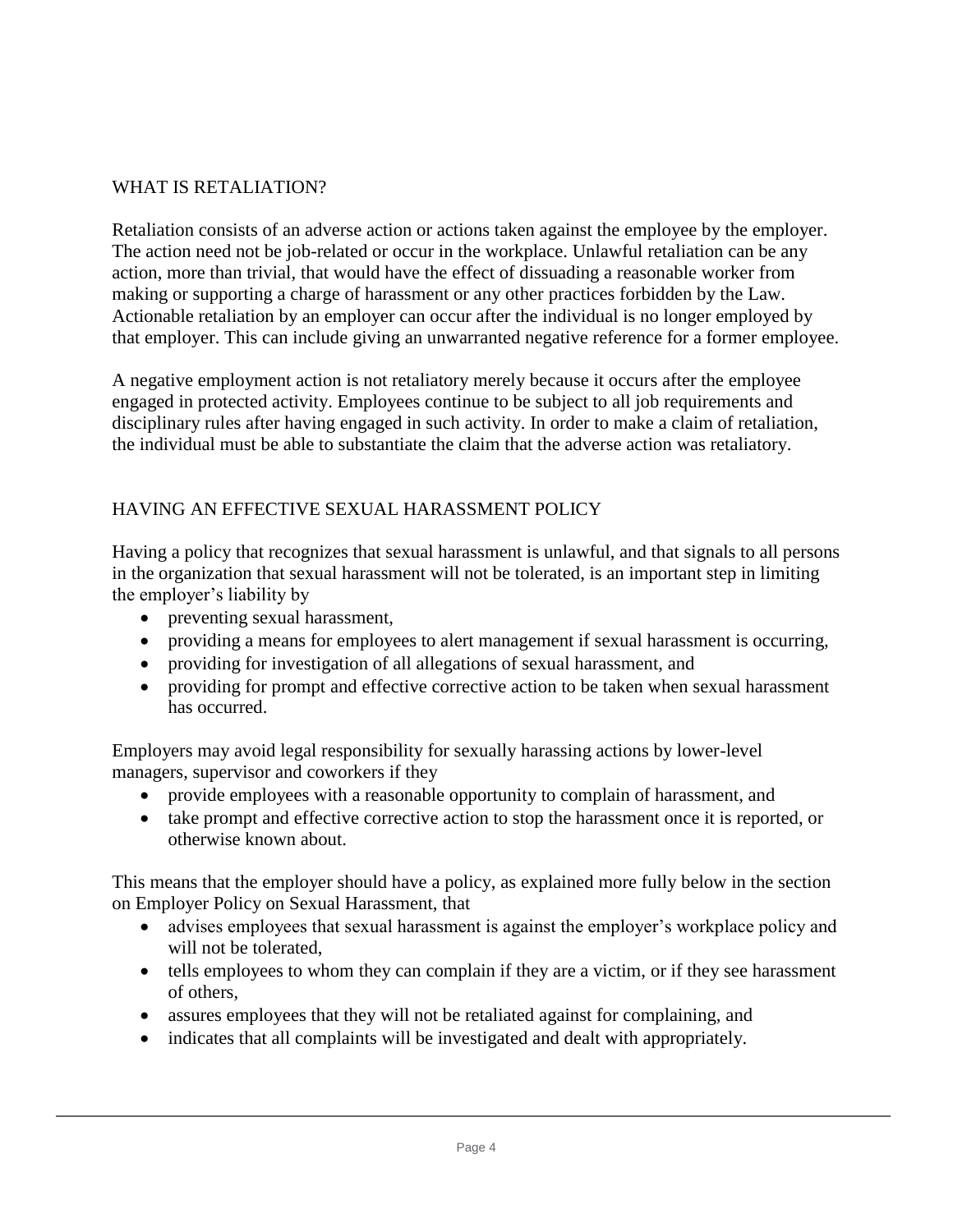## WHAT IS RETALIATION?

Retaliation consists of an adverse action or actions taken against the employee by the employer. The action need not be job-related or occur in the workplace. Unlawful retaliation can be any action, more than trivial, that would have the effect of dissuading a reasonable worker from making or supporting a charge of harassment or any other practices forbidden by the Law. Actionable retaliation by an employer can occur after the individual is no longer employed by that employer. This can include giving an unwarranted negative reference for a former employee.

A negative employment action is not retaliatory merely because it occurs after the employee engaged in protected activity. Employees continue to be subject to all job requirements and disciplinary rules after having engaged in such activity. In order to make a claim of retaliation, the individual must be able to substantiate the claim that the adverse action was retaliatory.

## HAVING AN EFFECTIVE SEXUAL HARASSMENT POLICY

Having a policy that recognizes that sexual harassment is unlawful, and that signals to all persons in the organization that sexual harassment will not be tolerated, is an important step in limiting the employer's liability by

- preventing sexual harassment,
- providing a means for employees to alert management if sexual harassment is occurring,
- providing for investigation of all allegations of sexual harassment, and
- providing for prompt and effective corrective action to be taken when sexual harassment has occurred.

Employers may avoid legal responsibility for sexually harassing actions by lower-level managers, supervisor and coworkers if they

- provide employees with a reasonable opportunity to complain of harassment, and
- take prompt and effective corrective action to stop the harassment once it is reported, or otherwise known about.

This means that the employer should have a policy, as explained more fully below in the section on Employer Policy on Sexual Harassment, that

- advises employees that sexual harassment is against the employer's workplace policy and will not be tolerated,
- tells employees to whom they can complain if they are a victim, or if they see harassment of others,
- assures employees that they will not be retaliated against for complaining, and
- indicates that all complaints will be investigated and dealt with appropriately.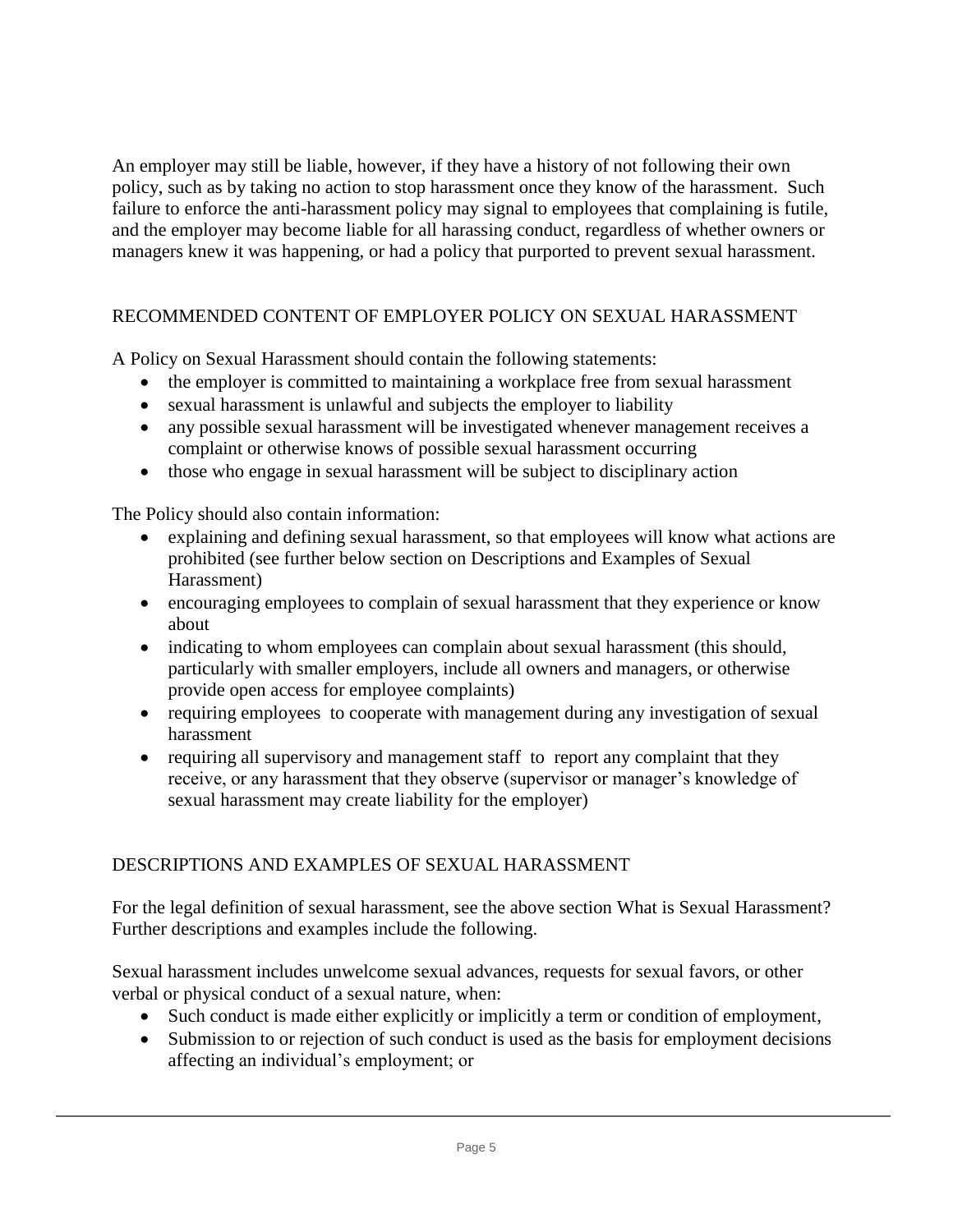An employer may still be liable, however, if they have a history of not following their own policy, such as by taking no action to stop harassment once they know of the harassment. Such failure to enforce the anti-harassment policy may signal to employees that complaining is futile, and the employer may become liable for all harassing conduct, regardless of whether owners or managers knew it was happening, or had a policy that purported to prevent sexual harassment.

## RECOMMENDED CONTENT OF EMPLOYER POLICY ON SEXUAL HARASSMENT

A Policy on Sexual Harassment should contain the following statements:

- the employer is committed to maintaining a workplace free from sexual harassment
- sexual harassment is unlawful and subjects the employer to liability
- any possible sexual harassment will be investigated whenever management receives a complaint or otherwise knows of possible sexual harassment occurring
- those who engage in sexual harassment will be subject to disciplinary action

The Policy should also contain information:

- explaining and defining sexual harassment, so that employees will know what actions are prohibited (see further below section on Descriptions and Examples of Sexual Harassment)
- encouraging employees to complain of sexual harassment that they experience or know about
- indicating to whom employees can complain about sexual harassment (this should, particularly with smaller employers, include all owners and managers, or otherwise provide open access for employee complaints)
- requiring employees to cooperate with management during any investigation of sexual harassment
- requiring all supervisory and management staff to report any complaint that they receive, or any harassment that they observe (supervisor or manager's knowledge of sexual harassment may create liability for the employer)

## DESCRIPTIONS AND EXAMPLES OF SEXUAL HARASSMENT

For the legal definition of sexual harassment, see the above section What is Sexual Harassment? Further descriptions and examples include the following.

Sexual harassment includes unwelcome sexual advances, requests for sexual favors, or other verbal or physical conduct of a sexual nature, when:

- Such conduct is made either explicitly or implicitly a term or condition of employment,
- Submission to or rejection of such conduct is used as the basis for employment decisions affecting an individual's employment; or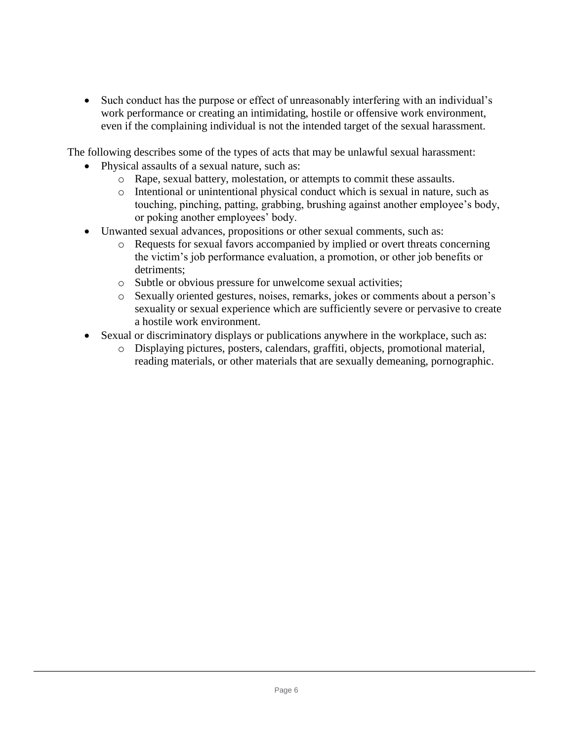- Such conduct has the purpose or effect of unreasonably interfering with an individual's work performance or creating an intimidating, hostile or offensive work environment, even if the complaining individual is not the intended target of the sexual harassment.

The following describes some of the types of acts that may be unlawful sexual harassment:

- Physical assaults of a sexual nature, such as:
  - Rape, sexual battery, molestation, or attempts to commit these assaults.
  - Intentional or unintentional physical conduct which is sexual in nature, such as touching, pinching, patting, grabbing, brushing against another employee's body, or poking another employees' body.
- Unwanted sexual advances, propositions or other sexual comments, such as:
  - Requests for sexual favors accompanied by implied or overt threats concerning the victim's job performance evaluation, a promotion, or other job benefits or detriments;
  - Subtle or obvious pressure for unwelcome sexual activities;
  - Sexually oriented gestures, noises, remarks, jokes or comments about a person's sexuality or sexual experience which are sufficiently severe or pervasive to create a hostile work environment.
- Sexual or discriminatory displays or publications anywhere in the workplace, such as:
  - Displaying pictures, posters, calendars, graffiti, objects, promotional material, reading materials, or other materials that are sexually demeaning, pornographic.